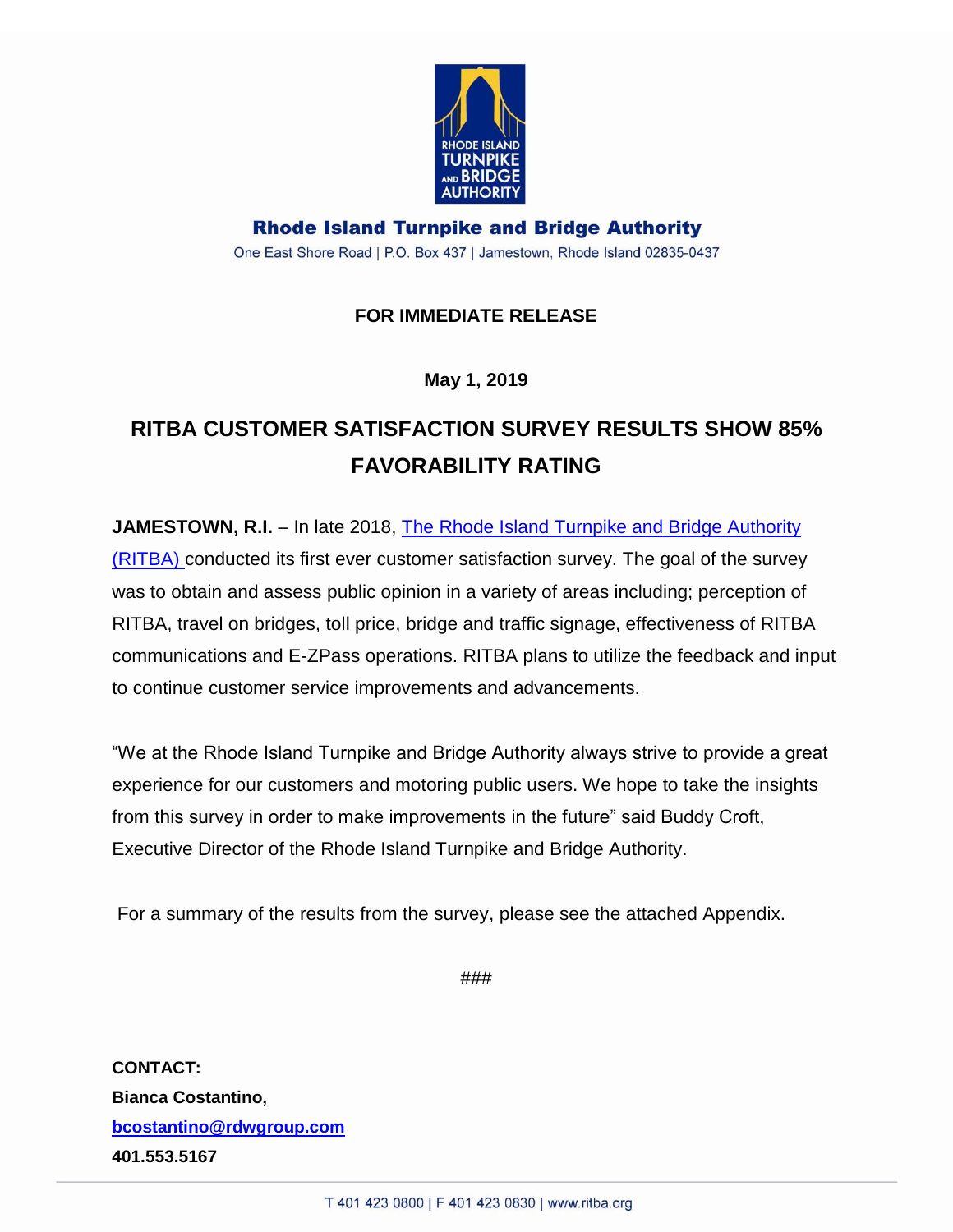**Rhode Island Turnpike and Bridge Authority**

One East Shore Road | P.O. Box 437 | Jamestown, Rhode Island 02835-0437

**FOR IMMEDIATE RELEASE**

**May 1, 2019**

# RITBA CUSTOMER SATISFACTION SURVEY RESULTS SHOW 85% FAVORABILITY RATING

**JAMESTOWN, R.I.** – In late 2018, The Rhode Island Turnpike and Bridge Authority (RITBA) conducted its first ever customer satisfaction survey. The goal of the survey was to obtain and assess public opinion in a variety of areas including; perception of RITBA, travel on bridges, toll price, bridge and traffic signage, effectiveness of RITBA communications and E-ZPass operations. RITBA plans to utilize the feedback and input to continue customer service improvements and advancements.

"We at the Rhode Island Turnpike and Bridge Authority always strive to provide a great experience for our customers and motoring public users. We hope to take the insights from this survey in order to make improvements in the future" said Buddy Croft, Executive Director of the Rhode Island Turnpike and Bridge Authority.

For a summary of the results from the survey, please see the attached Appendix.

###

**CONTACT:**
**Bianca Costantino,**
**bcostantino@rdwgroup.com**
**401.553.5167**

T 401 423 0800 | F 401 423 0830 | www.ritba.org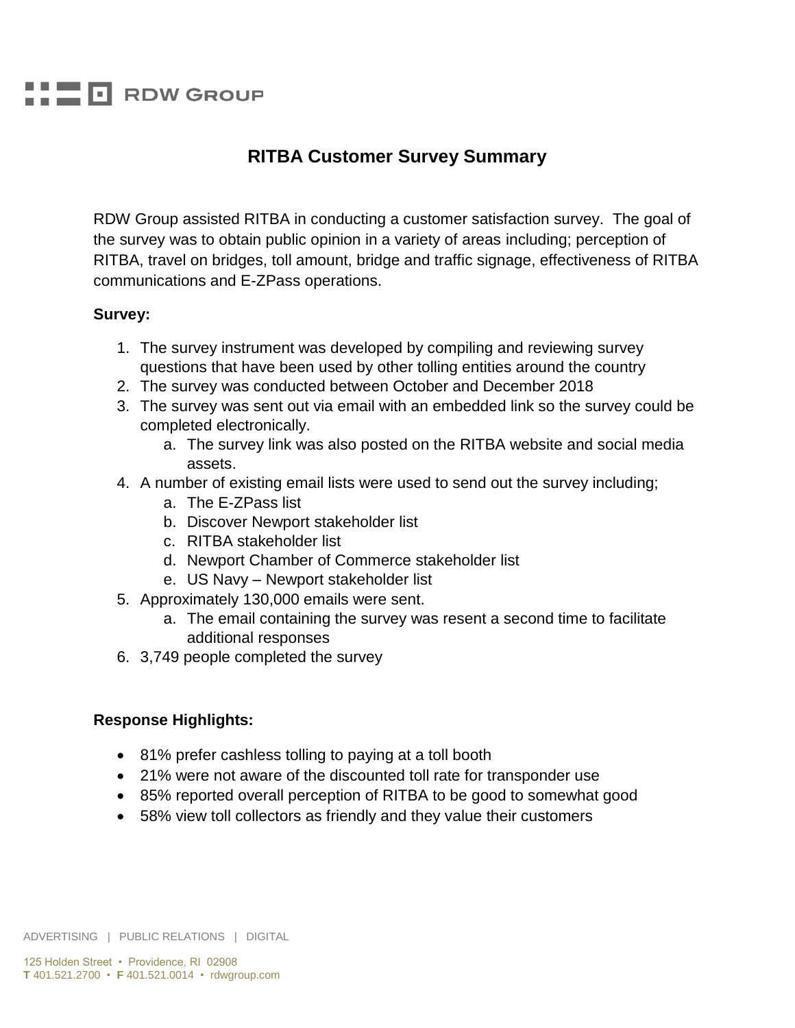# RITBA Customer Survey Summary

RDW Group assisted RITBA in conducting a customer satisfaction survey. The goal of the survey was to obtain public opinion in a variety of areas including; perception of RITBA, travel on bridges, toll amount, bridge and traffic signage, effectiveness of RITBA communications and E-ZPass operations.

**Survey:**

1. The survey instrument was developed by compiling and reviewing survey questions that have been used by other tolling entities around the country
2. The survey was conducted between October and December 2018
3. The survey was sent out via email with an embedded link so the survey could be completed electronically.
   a. The survey link was also posted on the RITBA website and social media assets.
4. A number of existing email lists were used to send out the survey including;
   a. The E-ZPass list
   b. Discover Newport stakeholder list
   c. RITBA stakeholder list
   d. Newport Chamber of Commerce stakeholder list
   e. US Navy – Newport stakeholder list
5. Approximately 130,000 emails were sent.
   a. The email containing the survey was resent a second time to facilitate additional responses
6. 3,749 people completed the survey

**Response Highlights:**

- 81% prefer cashless tolling to paying at a toll booth
- 21% were not aware of the discounted toll rate for transponder use
- 85% reported overall perception of RITBA to be good to somewhat good
- 58% view toll collectors as friendly and they value their customers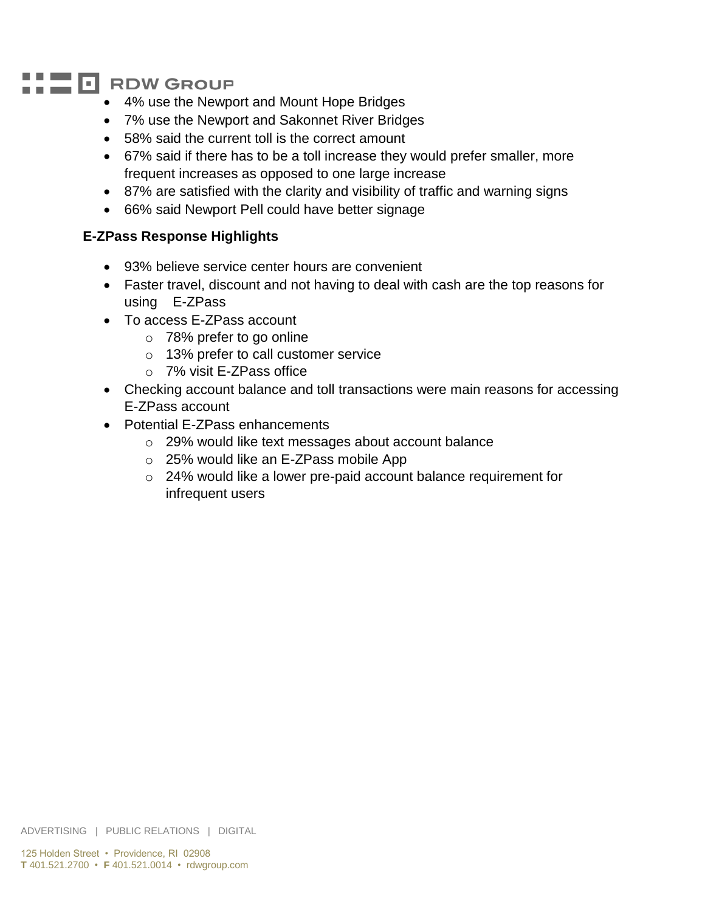- 4% use the Newport and Mount Hope Bridges
- 7% use the Newport and Sakonnet River Bridges
- 58% said the current toll is the correct amount
- 67% said if there has to be a toll increase they would prefer smaller, more frequent increases as opposed to one large increase
- 87% are satisfied with the clarity and visibility of traffic and warning signs
- 66% said Newport Pell could have better signage

**E-ZPass Response Highlights**

- 93% believe service center hours are convenient
- Faster travel, discount and not having to deal with cash are the top reasons for using E-ZPass
- To access E-ZPass account
  - 78% prefer to go online
  - 13% prefer to call customer service
  - 7% visit E-ZPass office
- Checking account balance and toll transactions were main reasons for accessing E-ZPass account
- Potential E-ZPass enhancements
  - 29% would like text messages about account balance
  - 25% would like an E-ZPass mobile App
  - 24% would like a lower pre-paid account balance requirement for infrequent users